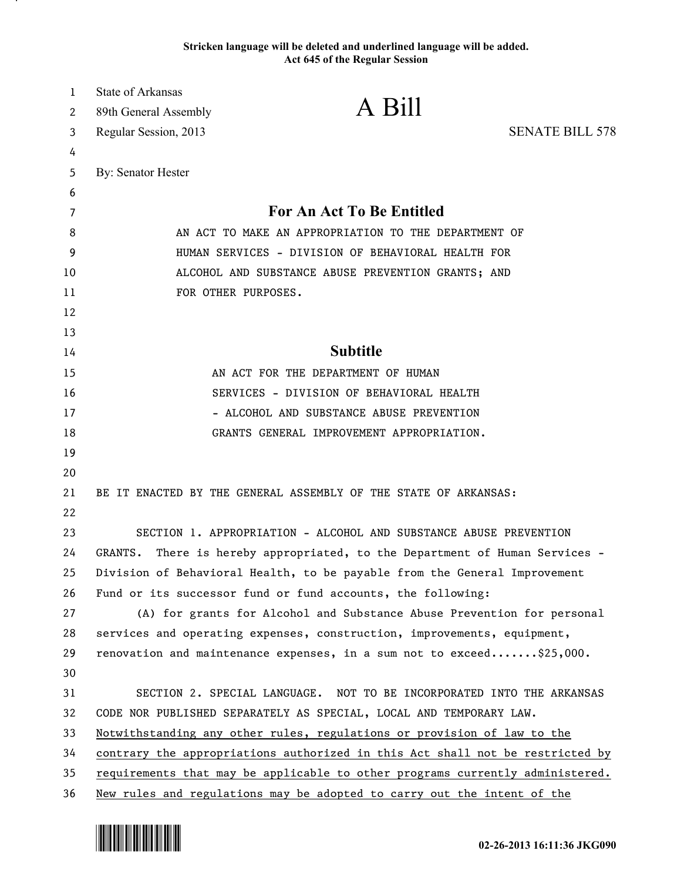Stricken language will be deleted and underlined language will be added.
Act 645 of the Regular Session

State of Arkansas
89th General Assembly
Regular Session, 2013

# A Bill

SENATE BILL 578

By: Senator Hester

## For An Act To Be Entitled

AN ACT TO MAKE AN APPROPRIATION TO THE DEPARTMENT OF HUMAN SERVICES - DIVISION OF BEHAVIORAL HEALTH FOR ALCOHOL AND SUBSTANCE ABUSE PREVENTION GRANTS; AND FOR OTHER PURPOSES.

## Subtitle

AN ACT FOR THE DEPARTMENT OF HUMAN SERVICES - DIVISION OF BEHAVIORAL HEALTH - ALCOHOL AND SUBSTANCE ABUSE PREVENTION GRANTS GENERAL IMPROVEMENT APPROPRIATION.

BE IT ENACTED BY THE GENERAL ASSEMBLY OF THE STATE OF ARKANSAS:

SECTION 1. APPROPRIATION - ALCOHOL AND SUBSTANCE ABUSE PREVENTION GRANTS. There is hereby appropriated, to the Department of Human Services - Division of Behavioral Health, to be payable from the General Improvement Fund or its successor fund or fund accounts, the following:

(A) for grants for Alcohol and Substance Abuse Prevention for personal services and operating expenses, construction, improvements, equipment, renovation and maintenance expenses, in a sum not to exceed.......$25,000.

SECTION 2. SPECIAL LANGUAGE. NOT TO BE INCORPORATED INTO THE ARKANSAS CODE NOR PUBLISHED SEPARATELY AS SPECIAL, LOCAL AND TEMPORARY LAW. <u>Notwithstanding any other rules, regulations or provision of law to the contrary the appropriations authorized in this Act shall not be restricted by requirements that may be applicable to other programs currently administered. New rules and regulations may be adopted to carry out the intent of the</u>

02-26-2013 16:11:36 JKG090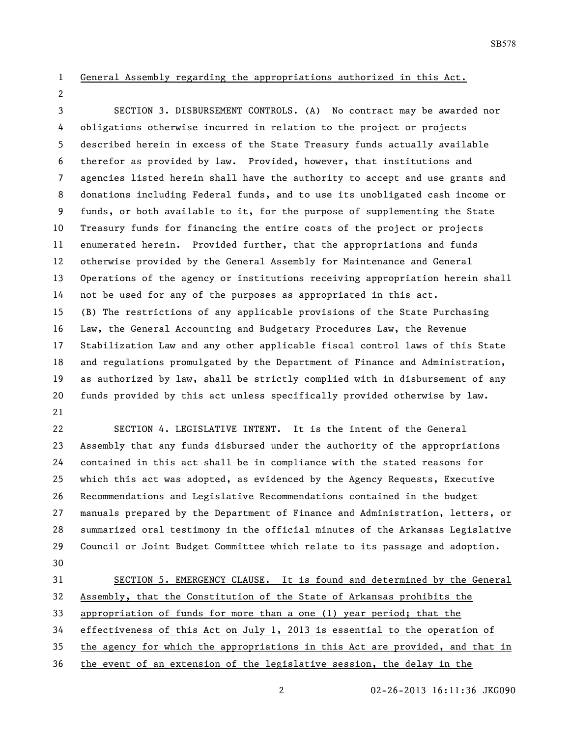General Assembly regarding the appropriations authorized in this Act.

SECTION 3. DISBURSEMENT CONTROLS. (A) No contract may be awarded nor obligations otherwise incurred in relation to the project or projects described herein in excess of the State Treasury funds actually available therefor as provided by law. Provided, however, that institutions and agencies listed herein shall have the authority to accept and use grants and donations including Federal funds, and to use its unobligated cash income or funds, or both available to it, for the purpose of supplementing the State Treasury funds for financing the entire costs of the project or projects enumerated herein. Provided further, that the appropriations and funds otherwise provided by the General Assembly for Maintenance and General Operations of the agency or institutions receiving appropriation herein shall not be used for any of the purposes as appropriated in this act.

(B) The restrictions of any applicable provisions of the State Purchasing Law, the General Accounting and Budgetary Procedures Law, the Revenue Stabilization Law and any other applicable fiscal control laws of this State and regulations promulgated by the Department of Finance and Administration, as authorized by law, shall be strictly complied with in disbursement of any funds provided by this act unless specifically provided otherwise by law.

SECTION 4. LEGISLATIVE INTENT. It is the intent of the General Assembly that any funds disbursed under the authority of the appropriations contained in this act shall be in compliance with the stated reasons for which this act was adopted, as evidenced by the Agency Requests, Executive Recommendations and Legislative Recommendations contained in the budget manuals prepared by the Department of Finance and Administration, letters, or summarized oral testimony in the official minutes of the Arkansas Legislative Council or Joint Budget Committee which relate to its passage and adoption.

SECTION 5. EMERGENCY CLAUSE. It is found and determined by the General Assembly, that the Constitution of the State of Arkansas prohibits the appropriation of funds for more than a one (1) year period; that the effectiveness of this Act on July 1, 2013 is essential to the operation of the agency for which the appropriations in this Act are provided, and that in the event of an extension of the legislative session, the delay in the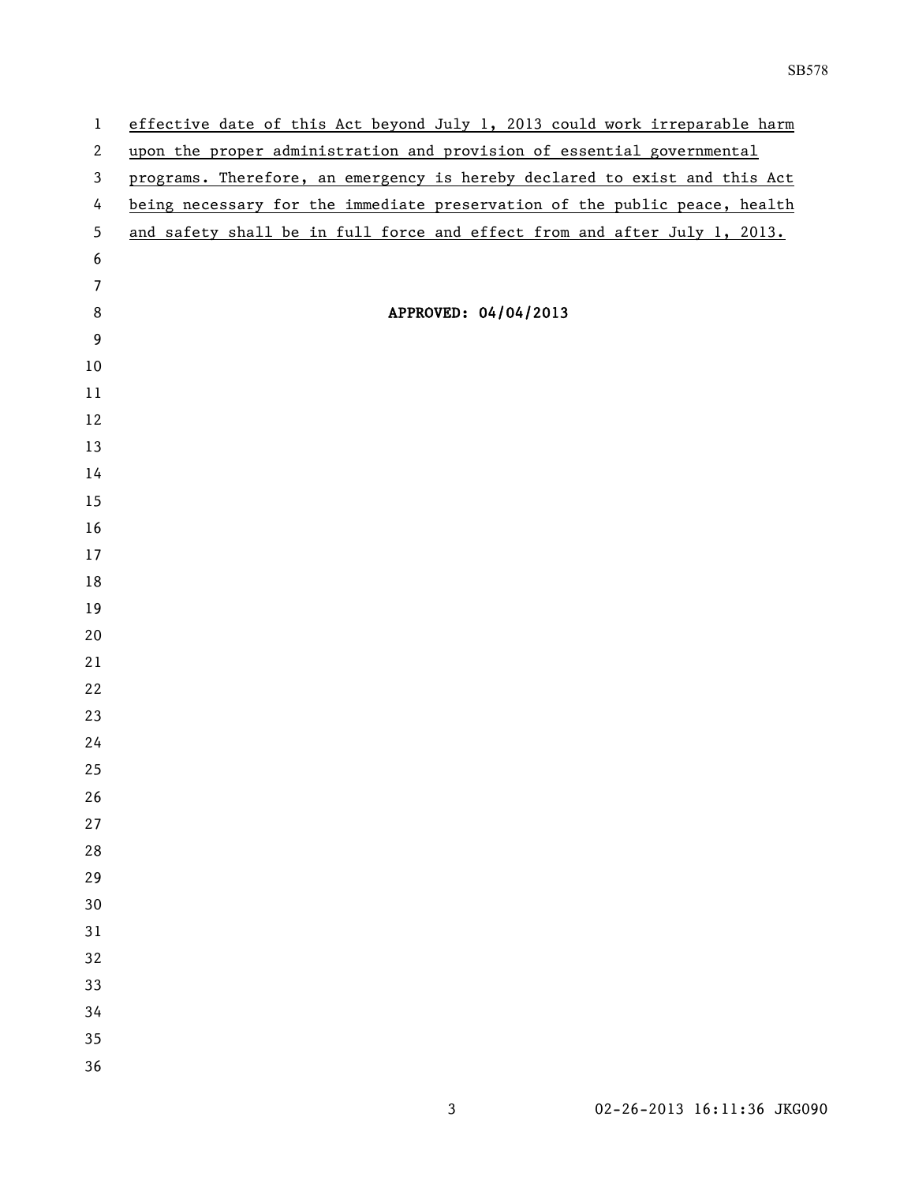effective date of this Act beyond July 1, 2013 could work irreparable harm upon the proper administration and provision of essential governmental programs. Therefore, an emergency is hereby declared to exist and this Act being necessary for the immediate preservation of the public peace, health and safety shall be in full force and effect from and after July 1, 2013.

**APPROVED: 04/04/2013**